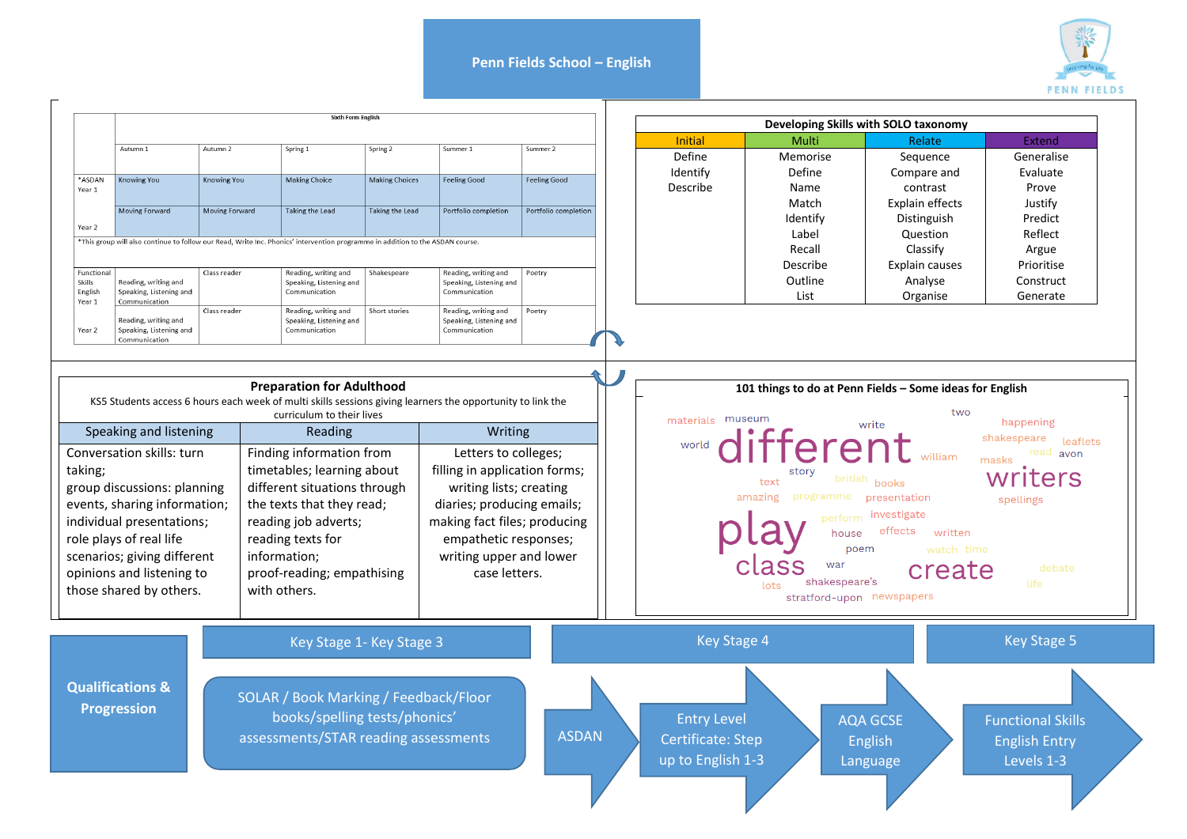# Penn Fields School – English

| | Sixth Form English | | | | | |
|---|---|---|---|---|---|---|
| | Autumn 1 | Autumn 2 | Spring 1 | Spring 2 | Summer 1 | Summer 2 |
| *ASDAN Year 1 | Knowing You | Knowing You | Making Choice | Making Choices | Feeling Good | Feeling Good |
| Year 2 | Moving Forward | Moving Forward | Taking the Lead | Taking the Lead | Portfolio completion | Portfolio completion |
| *This group will also continue to follow our Read, Write Inc. Phonics' intervention programme in addition to the ASDAN course. | | | | | | |
| Functional Skills English Year 1 | Reading, writing and Speaking, Listening and Communication | Class reader | Reading, writing and Speaking, Listening and Communication | Shakespeare | Reading, writing and Speaking, Listening and Communication | Poetry |
| Year 2 | Reading, writing and Speaking, Listening and Communication | Class reader | Reading, writing and Speaking, Listening and Communication | Short stories | Reading, writing and Speaking, Listening and Communication | Poetry |

## Developing Skills with SOLO taxonomy

| Initial | Multi | Relate | Extend |
|---|---|---|---|
| Define | Memorise | Sequence | Generalise |
| Identify | Define | Compare and contrast | Evaluate |
| Describe | Name | Explain effects | Prove |
| | Match | Distinguish | Justify |
| | Identify | Question | Predict |
| | Label | Classify | Reflect |
| | Recall | Explain causes | Argue |
| | Describe | Analyse | Prioritise |
| | Outline | Organise | Construct |
| | List | | Generate |

## Preparation for Adulthood

KS5 Students access 6 hours each week of multi skills sessions giving learners the opportunity to link the curriculum to their lives

| Speaking and listening | Reading | Writing |
|---|---|---|
| Conversation skills: turn taking; group discussions: planning events, sharing information; individual presentations; role plays of real life scenarios; giving different opinions and listening to those shared by others. | Finding information from timetables; learning about different situations through the texts that they read; reading job adverts; reading texts for information; proof-reading; empathising with others. | Letters to colleges; filling in application forms; writing lists; creating diaries; producing emails; making fact files; producing empathetic responses; writing upper and lower case letters. |

## 101 things to do at Penn Fields – Some ideas for English

materials museum write two happening world different william shakespeare leaflets read avon masks story british books writers text amazing programme presentation spellings perform investigate play house effects written poem watch time class war create debate shakespeare's lots life stratford-upon newspapers

## Qualifications & Progression

**Key Stage 1- Key Stage 3**

SOLAR / Book Marking / Feedback/Floor books/spelling tests/phonics' assessments/STAR reading assessments

**Key Stage 4**

ASDAN → Entry Level Certificate: Step up to English 1-3 → AQA GCSE English Language

**Key Stage 5**

Functional Skills English Entry Levels 1-3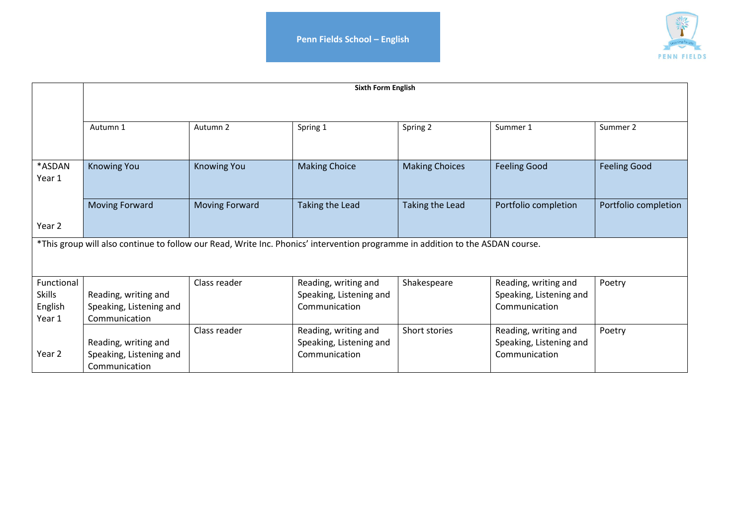# Penn Fields School – English

| | Sixth Form English | | | | | |
|---|---|---|---|---|---|---|
| | Autumn 1 | Autumn 2 | Spring 1 | Spring 2 | Summer 1 | Summer 2 |
| *ASDAN Year 1 | Knowing You | Knowing You | Making Choice | Making Choices | Feeling Good | Feeling Good |
| Year 2 | Moving Forward | Moving Forward | Taking the Lead | Taking the Lead | Portfolio completion | Portfolio completion |
| *This group will also continue to follow our Read, Write Inc. Phonics' intervention programme in addition to the ASDAN course. | | | | | | |
| Functional Skills English Year 1 | Reading, writing and Speaking, Listening and Communication | Class reader | Reading, writing and Speaking, Listening and Communication | Shakespeare | Reading, writing and Speaking, Listening and Communication | Poetry |
| Year 2 | Reading, writing and Speaking, Listening and Communication | Class reader | Reading, writing and Speaking, Listening and Communication | Short stories | Reading, writing and Speaking, Listening and Communication | Poetry |